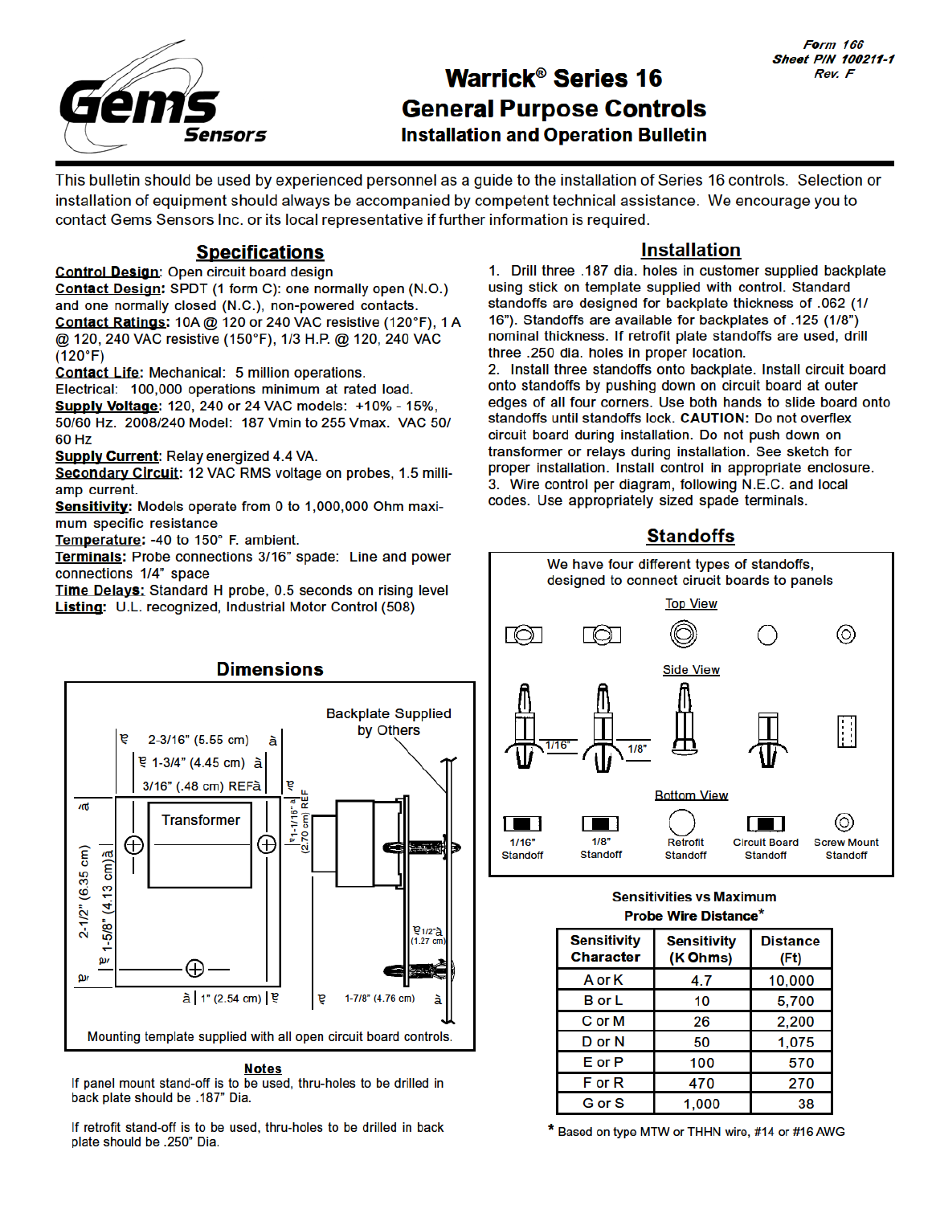Form 166
Sheet P/N 100211-1
Rev. F

# Warrick® Series 16 General Purpose Controls

## Installation and Operation Bulletin

This bulletin should be used by experienced personnel as a guide to the installation of Series 16 controls. Selection or installation of equipment should always be accompanied by competent technical assistance. We encourage you to contact Gems Sensors Inc. or its local representative if further information is required.

## Specifications

**Control Design**: Open circuit board design

**Contact Design:** SPDT (1 form C): one normally open (N.O.) and one normally closed (N.C.), non-powered contacts.

**Contact Ratings:** 10A @ 120 or 240 VAC resistive (120°F), 1 A @ 120, 240 VAC resistive (150°F), 1/3 H.P. @ 120, 240 VAC (120°F)

**Contact Life**: Mechanical: 5 million operations. Electrical: 100,000 operations minimum at rated load.

**Supply Voltage**: 120, 240 or 24 VAC models: +10% - 15%, 50/60 Hz. 2008/240 Model: 187 Vmin to 255 Vmax. VAC 50/60 Hz

**Supply Current**: Relay energized 4.4 VA.

**Secondary Circuit:** 12 VAC RMS voltage on probes, 1.5 milli-amp current.

**Sensitivity**: Models operate from 0 to 1,000,000 Ohm maximum specific resistance

**Temperature:** -40 to 150° F. ambient.

**Terminals:** Probe connections 3/16" spade: Line and power connections 1/4" space

**Time Delays:** Standard H probe, 0.5 seconds on rising level

**Listing**: U.L. recognized, Industrial Motor Control (508)

## Dimensions

Backplate Supplied by Others

2-3/16" (5.55 cm)

1-3/4" (4.45 cm)

3/16" (.48 cm) REF

Transformer

1-1/16" (2.70 cm) REF

2-1/2" (6.35 cm)

1-5/8" (4.13 cm)

1/2" (1.27 cm)

1" (2.54 cm)

1-7/8" (4.76 cm)

Mounting template supplied with all open circuit board controls.

### Notes

If panel mount stand-off is to be used, thru-holes to be drilled in back plate should be .187" Dia.

If retrofit stand-off is to be used, thru-holes to be drilled in back plate should be .250" Dia.

## Installation

1. Drill three .187 dia. holes in customer supplied backplate using stick on template supplied with control. Standard standoffs are designed for backplate thickness of .062 (1/16"). Standoffs are available for backplates of .125 (1/8") nominal thickness. If retrofit plate standoffs are used, drill three .250 dia. holes in proper location.
2. Install three standoffs onto backplate. Install circuit board onto standoffs by pushing down on circuit board at outer edges of all four corners. Use both hands to slide board onto standoffs until standoffs lock. **CAUTION:** Do not overflex circuit board during installation. Do not push down on transformer or relays during installation. See sketch for proper installation. Install control in appropriate enclosure.
3. Wire control per diagram, following N.E.C. and local codes. Use appropriately sized spade terminals.

## Standoffs

We have four different types of standoffs, designed to connect circuit boards to panels

Top View

Side View

1/16" 1/8"

Bottom View

1/16" Standoff — 1/8" Standoff — Retrofit Standoff — Circuit Board Standoff — Screw Mount Standoff

### Sensitivities vs Maximum Probe Wire Distance*

| Sensitivity Character | Sensitivity (K Ohms) | Distance (Ft) |
|---|---|---|
| A or K | 4.7 | 10,000 |
| B or L | 10 | 5,700 |
| C or M | 26 | 2,200 |
| D or N | 50 | 1,075 |
| E or P | 100 | 570 |
| F or R | 470 | 270 |
| G or S | 1,000 | 38 |

* Based on type MTW or THHN wire, #14 or #16 AWG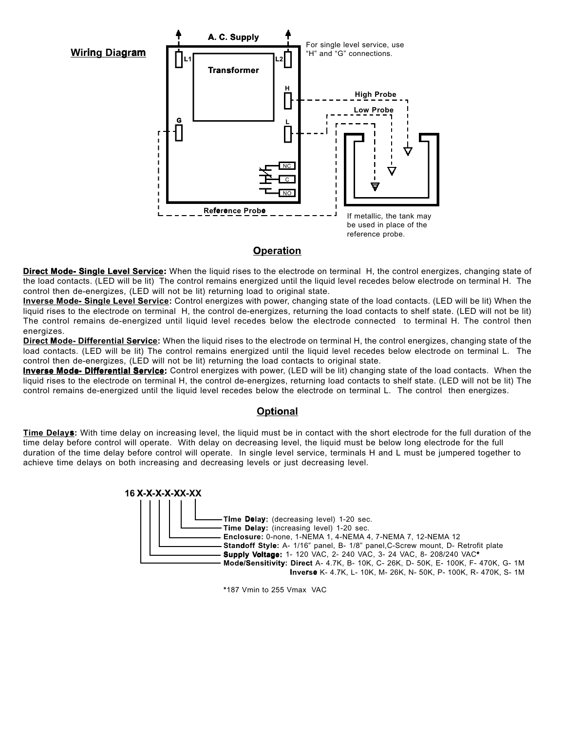## Wiring Diagram

A. C. Supply

L1

L2

Transformer

H

High Probe

Low Probe

G

L

NC

C

NO

Reference Probe

For single level service, use "H" and "G" connections.

If metallic, the tank may be used in place of the reference probe.

## Operation

**Direct Mode- Single Level Service:** When the liquid rises to the electrode on terminal H, the control energizes, changing state of the load contacts. (LED will be lit) The control remains energized until the liquid level recedes below electrode on terminal H. The control then de-energizes, (LED will not be lit) returning load to original state.

**Inverse Mode- Single Level Service:** Control energizes with power, changing state of the load contacts. (LED will be lit) When the liquid rises to the electrode on terminal H, the control de-energizes, returning the load contacts to shelf state. (LED will not be lit) The control remains de-energized until liquid level recedes below the electrode connected to terminal H. The control then energizes.

**Direct Mode- Differential Service:** When the liquid rises to the electrode on terminal H, the control energizes, changing state of the load contacts. (LED will be lit) The control remains energized until the liquid level recedes below electrode on terminal L. The control then de-energizes, (LED will not be lit) returning the load contacts to original state.

**Inverse Mode- Differential Service:** Control energizes with power, (LED will be lit) changing state of the load contacts. When the liquid rises to the electrode on terminal H, the control de-energizes, returning load contacts to shelf state. (LED will not be lit) The control remains de-energized until the liquid level recedes below the electrode on terminal L. The control then energizes.

## Optional

**Time Delays:** With time delay on increasing level, the liquid must be in contact with the short electrode for the full duration of the time delay before control will operate. With delay on decreasing level, the liquid must be below long electrode for the full duration of the time delay before control will operate. In single level service, terminals H and L must be jumpered together to achieve time delays on both increasing and decreasing levels or just decreasing level.

**16 X-X-X-X-XX-XX**

- **Time Delay:** (decreasing level) 1-20 sec.
- **Time Delay:** (increasing level) 1-20 sec.
- **Enclosure:** 0-none, 1-NEMA 1, 4-NEMA 4, 7-NEMA 7, 12-NEMA 12
- **Standoff Style:** A- 1/16" panel, B- 1/8" panel,C-Screw mount, D- Retrofit plate
- **Supply Voltage:** 1- 120 VAC, 2- 240 VAC, 3- 24 VAC, 8- 208/240 VAC*
- **Mode/Sensitivity: Direct** A- 4.7K, B- 10K, C- 26K, D- 50K, E- 100K, F- 470K, G- 1M
  **Inverse** K- 4.7K, L- 10K, M- 26K, N- 50K, P- 100K, R- 470K, S- 1M

*187 Vmin to 255 Vmax VAC